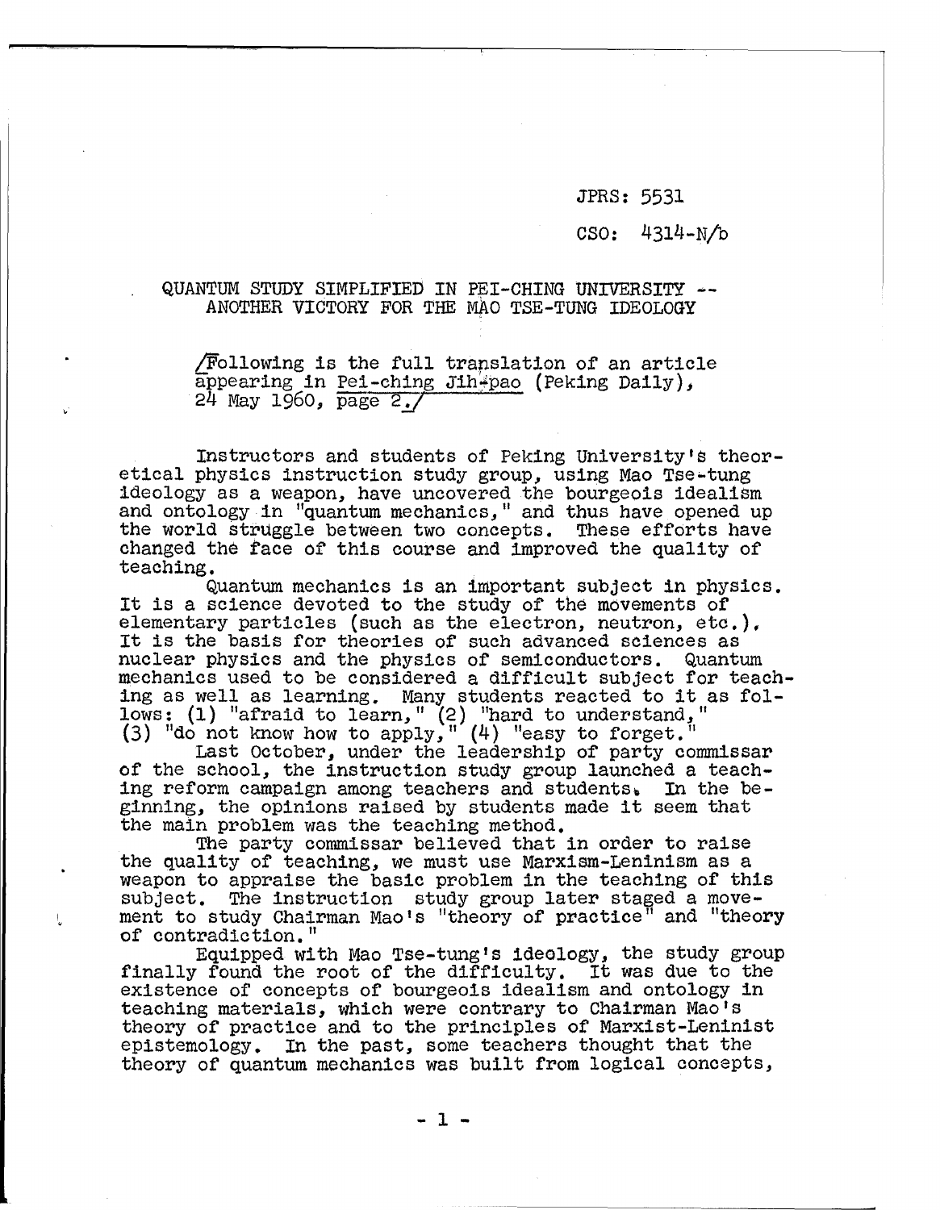JPRS: 5531

CSO: 4314-N/b

# QUANTUM STUDY SIMPLIFIED IN PEI-CHING UNIVERSITY -- ANOTHER VICTORY FOR THE MAO TSE-TUNG IDEOLOGY

/Following is the full translation of an article appearing in Pei-ching Jih-pao (Peking Daily), 24 May 1960, page 2./

Instructors and students of Peking University's theoretical physics instruction study group, using Mao Tse-tung ideology as a weapon, have uncovered the bourgeois idealism and ontology in "quantum mechanics," and thus have opened up the world struggle between two concepts. These efforts have changed the face of this course and improved the quality of teaching.

Quantum mechanics is an important subject in physics. It is a science devoted to the study of the movements of elementary particles (such as the electron, neutron, etc.). It is the basis for theories of such advanced sciences as nuclear physics and the physics of semiconductors. Quantum mechanics used to be considered a difficult subject for teaching as well as learning. Many students reacted to it as follows: (1) "afraid to learn," (2) "hard to understand," (3) "do not know how to apply," (4) "easy to forget."

Last October, under the leadership of party commissar of the school, the instruction study group launched a teaching reform campaign among teachers and students. In the beginning, the opinions raised by students made it seem that the main problem was the teaching method.

The party commissar believed that in order to raise the quality of teaching, we must use Marxism-Leninism as a weapon to appraise the basic problem in the teaching of this subject. The instruction study group later staged a movement to study Chairman Mao's "theory of practice" and "theory of contradiction."

Equipped with Mao Tse-tung's ideology, the study group finally found the root of the difficulty. It was due to the existence of concepts of bourgeois idealism and ontology in teaching materials, which were contrary to Chairman Mao's theory of practice and to the principles of Marxist-Leninist epistemology. In the past, some teachers thought that the theory of quantum mechanics was built from logical concepts,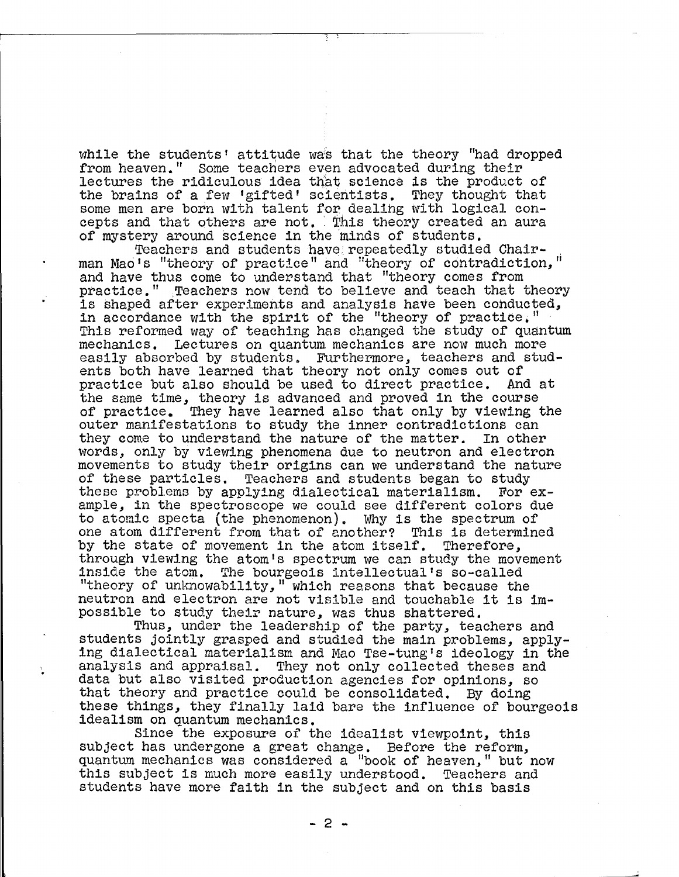while the students' attitude was that the theory "had dropped from heaven." Some teachers even advocated during their lectures the ridiculous idea that science is the product of the brains of a few 'gifted' scientists. They thought that some men are born with talent for dealing with logical concepts and that others are not. This theory created an aura of mystery around science in the minds of students.

Teachers and students have repeatedly studied Chairman Mao's "theory of practice" and "theory of contradiction," and have thus come to understand that "theory comes from practice." Teachers now tend to believe and teach that theory is shaped after experiments and analysis have been conducted, in accordance with the spirit of the "theory of practice." This reformed way of teaching has changed the study of quantum mechanics. Lectures on quantum mechanics are now much more easily absorbed by students. Furthermore, teachers and students both have learned that theory not only comes out of practice but also should be used to direct practice. And at the same time, theory is advanced and proved in the course of practice. They have learned also that only by viewing the outer manifestations to study the inner contradictions can they come to understand the nature of the matter. In other words, only by viewing phenomena due to neutron and electron movements to study their origins can we understand the nature of these particles. Teachers and students began to study these problems by applying dialectical materialism. For example, in the spectroscope we could see different colors due to atomic specta (the phenomenon). Why is the spectrum of one atom different from that of another? This is determined by the state of movement in the atom itself. Therefore, through viewing the atom's spectrum we can study the movement inside the atom. The bourgeois intellectual's so-called "theory of unknowability," which reasons that because the neutron and electron are not visible and touchable it is impossible to study their nature, was thus shattered.

Thus, under the leadership of the party, teachers and students jointly grasped and studied the main problems, applying dialectical materialism and Mao Tse-tung's ideology in the analysis and appraisal. They not only collected theses and data but also visited production agencies for opinions, so that theory and practice could be consolidated. By doing these things, they finally laid bare the influence of bourgeois idealism on quantum mechanics.

Since the exposure of the idealist viewpoint, this subject has undergone a great change. Before the reform, quantum mechanics was considered a "book of heaven," but now this subject is much more easily understood. Teachers and students have more faith in the subject and on this basis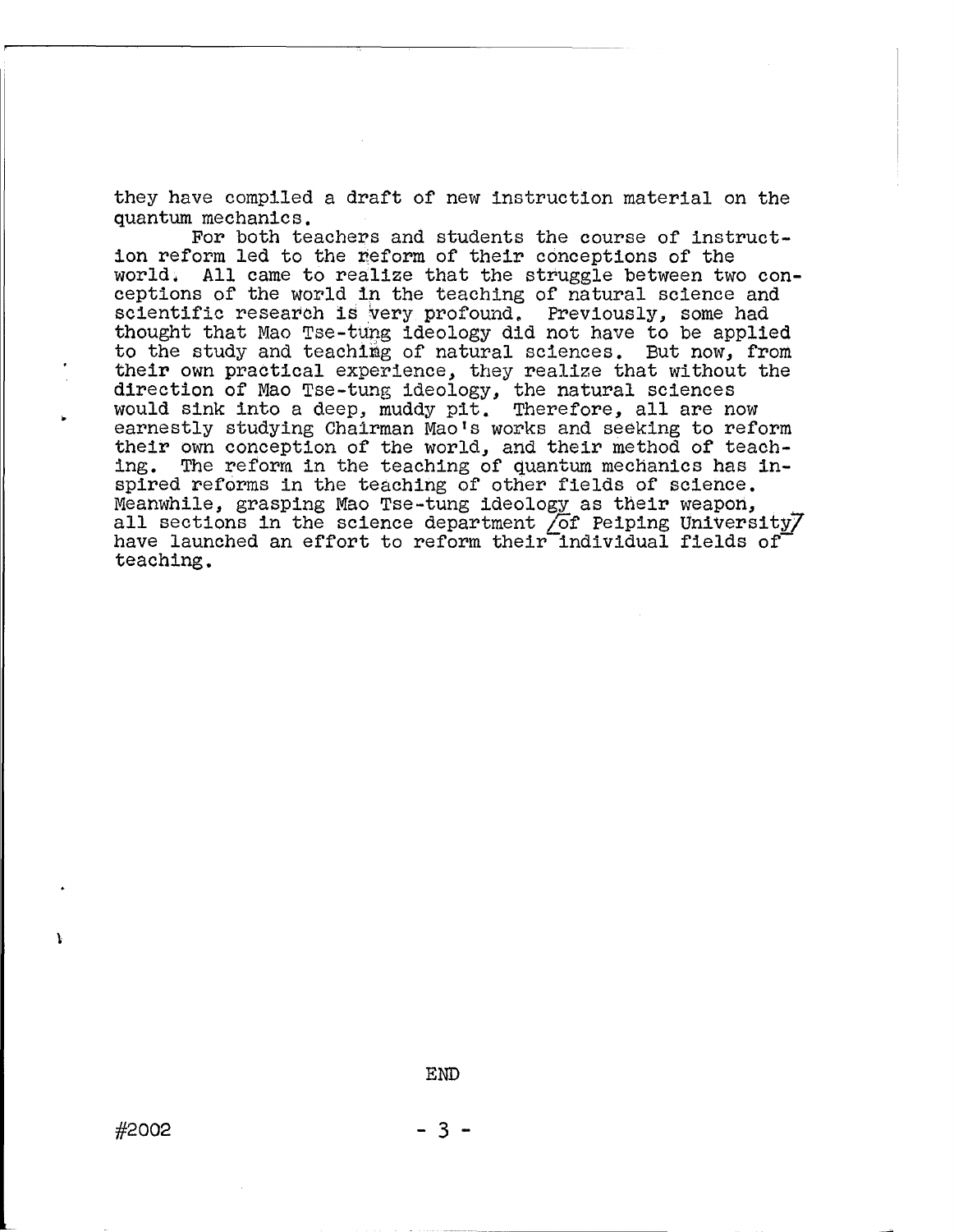they have compiled a draft of new instruction material on the quantum mechanics.

For both teachers and students the course of instruction reform led to the reform of their conceptions of the world. All came to realize that the struggle between two conceptions of the world in the teaching of natural science and scientific research is very profound. Previously, some had thought that Mao Tse-tung ideology did not have to be applied to the study and teaching of natural sciences. But now, from their own practical experience, they realize that without the direction of Mao Tse-tung ideology, the natural sciences would sink into a deep, muddy pit. Therefore, all are now earnestly studying Chairman Mao's works and seeking to reform their own conception of the world, and their method of teaching. The reform in the teaching of quantum mechanics has inspired reforms in the teaching of other fields of science. Meanwhile, grasping Mao Tse-tung ideology as their weapon, all sections in the science department /of Peiping University/ have launched an effort to reform their individual fields of teaching.

END

#2002